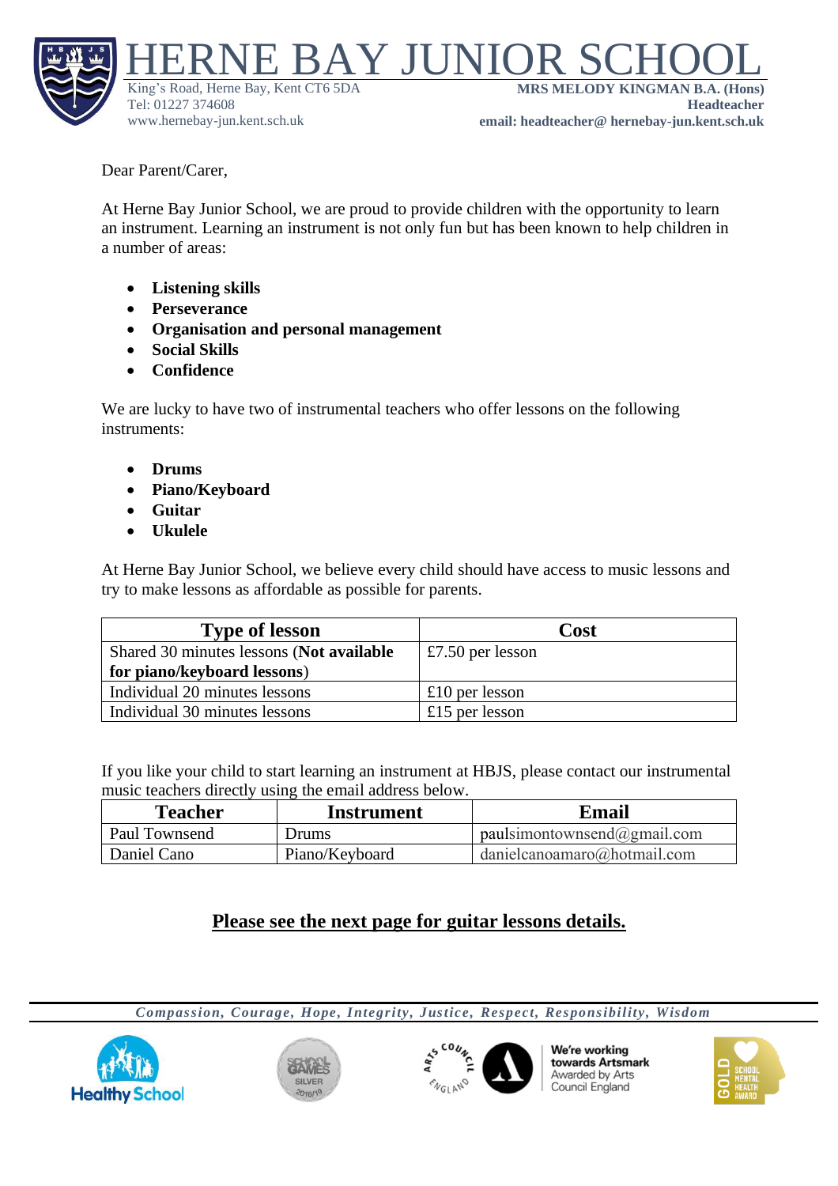# HERNE BAY JUNIOR SCHOOL

King's Road, Herne Bay, Kent CT6 5DA
Tel: 01227 374608
www.hernebay-jun.kent.sch.uk

**MRS MELODY KINGMAN B.A. (Hons)**
**Headteacher**
**email: headteacher@ hernebay-jun.kent.sch.uk**

Dear Parent/Carer,

At Herne Bay Junior School, we are proud to provide children with the opportunity to learn an instrument. Learning an instrument is not only fun but has been known to help children in a number of areas:

- **Listening skills**
- **Perseverance**
- **Organisation and personal management**
- **Social Skills**
- **Confidence**

We are lucky to have two of instrumental teachers who offer lessons on the following instruments:

- **Drums**
- **Piano/Keyboard**
- **Guitar**
- **Ukulele**

At Herne Bay Junior School, we believe every child should have access to music lessons and try to make lessons as affordable as possible for parents.

| Type of lesson | Cost |
|---|---|
| Shared 30 minutes lessons (**Not available for piano/keyboard lessons**) | £7.50 per lesson |
| Individual 20 minutes lessons | £10 per lesson |
| Individual 30 minutes lessons | £15 per lesson |

If you like your child to start learning an instrument at HBJS, please contact our instrumental music teachers directly using the email address below.

| Teacher | Instrument | Email |
|---|---|---|
| Paul Townsend | Drums | paulsimontownsend@gmail.com |
| Daniel Cano | Piano/Keyboard | danielcanoamaro@hotmail.com |

**<u>Please see the next page for guitar lessons details.</u>**

*Compassion, Courage, Hope, Integrity, Justice, Respect, Responsibility, Wisdom*

Healthy School | School Games Silver 2018/19 | We're working towards Artsmark Awarded by Arts Council England | Gold School Mental Health Award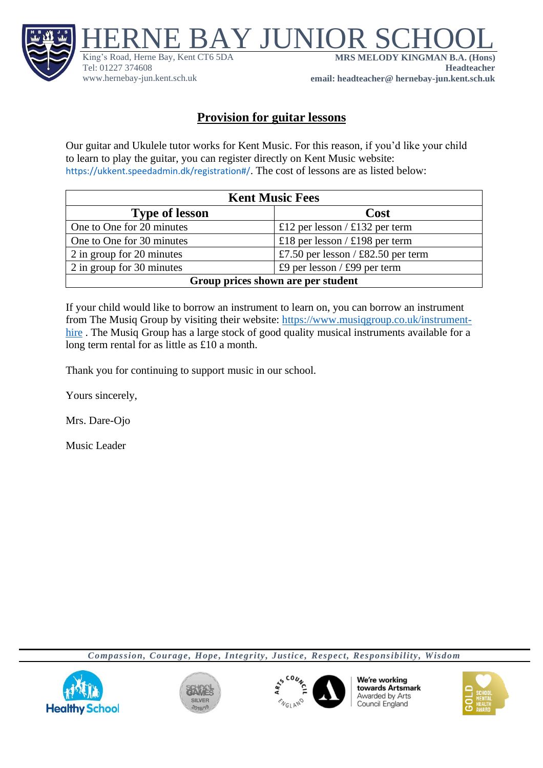# HERNE BAY JUNIOR SCHOOL

King's Road, Herne Bay, Kent CT6 5DA
Tel: 01227 374608
www.hernebay-jun.kent.sch.uk

**MRS MELODY KINGMAN B.A. (Hons)**
**Headteacher**
**email: headteacher@ hernebay-jun.kent.sch.uk**

## Provision for guitar lessons

Our guitar and Ukulele tutor works for Kent Music. For this reason, if you'd like your child to learn to play the guitar, you can register directly on Kent Music website: https://ukkent.speedadmin.dk/registration#/. The cost of lessons are as listed below:

| Kent Music Fees | |
|---|---|
| **Type of lesson** | **Cost** |
| One to One for 20 minutes | £12 per lesson / £132 per term |
| One to One for 30 minutes | £18 per lesson / £198 per term |
| 2 in group for 20 minutes | £7.50 per lesson / £82.50 per term |
| 2 in group for 30 minutes | £9 per lesson / £99 per term |
| **Group prices shown are per student** | |

If your child would like to borrow an instrument to learn on, you can borrow an instrument from The Musiq Group by visiting their website: https://www.musiqgroup.co.uk/instrument-hire . The Musiq Group has a large stock of good quality musical instruments available for a long term rental for as little as £10 a month.

Thank you for continuing to support music in our school.

Yours sincerely,

Mrs. Dare-Ojo

Music Leader

*Compassion, Courage, Hope, Integrity, Justice, Respect, Responsibility, Wisdom*